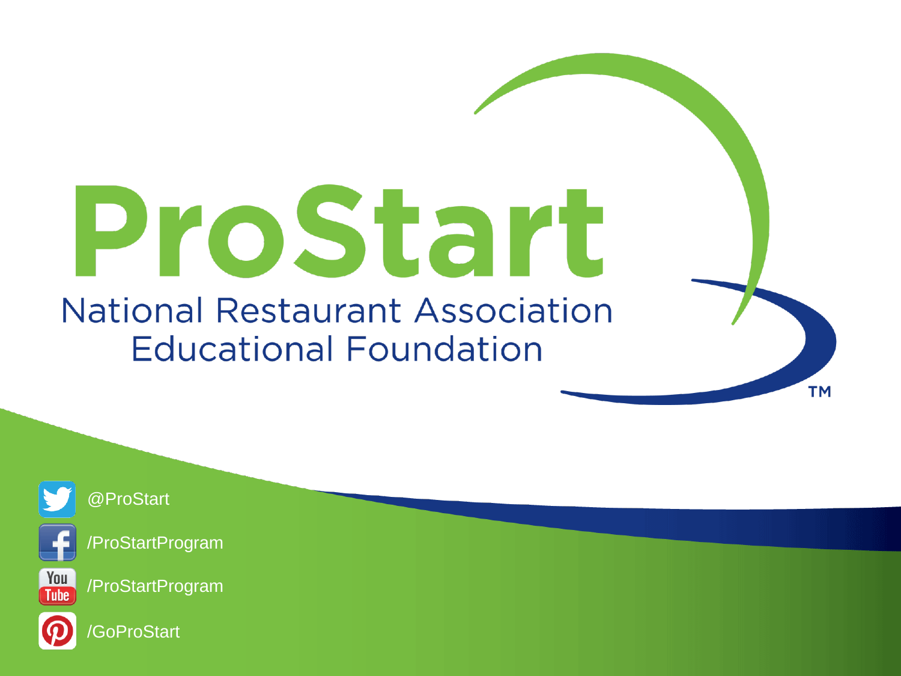# ProStart

National Restaurant Association Educational Foundation

TM

@ProStart

/ProStartProgram

/ProStartProgram

/GoProStart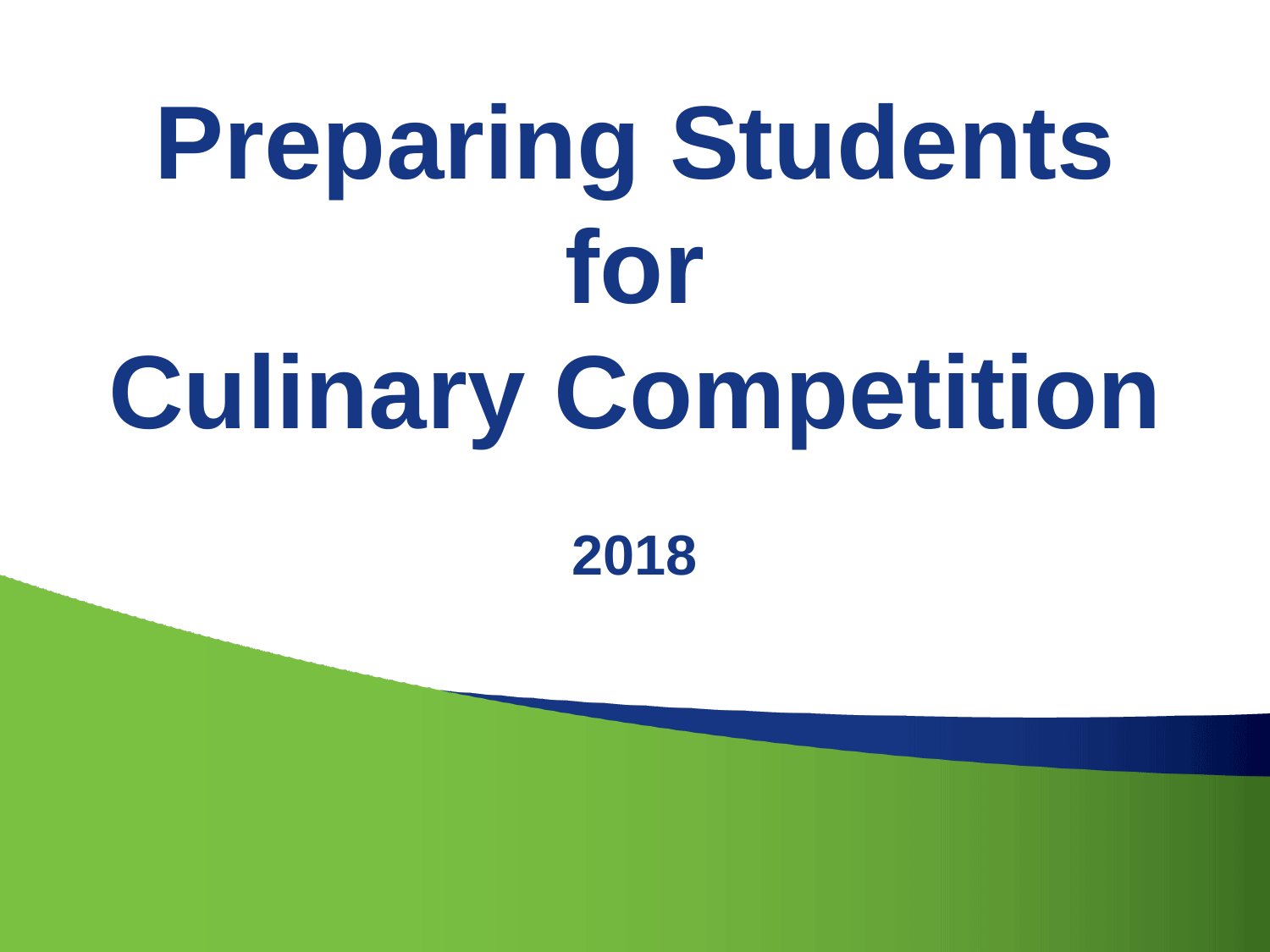# Preparing Students for Culinary Competition

**2018**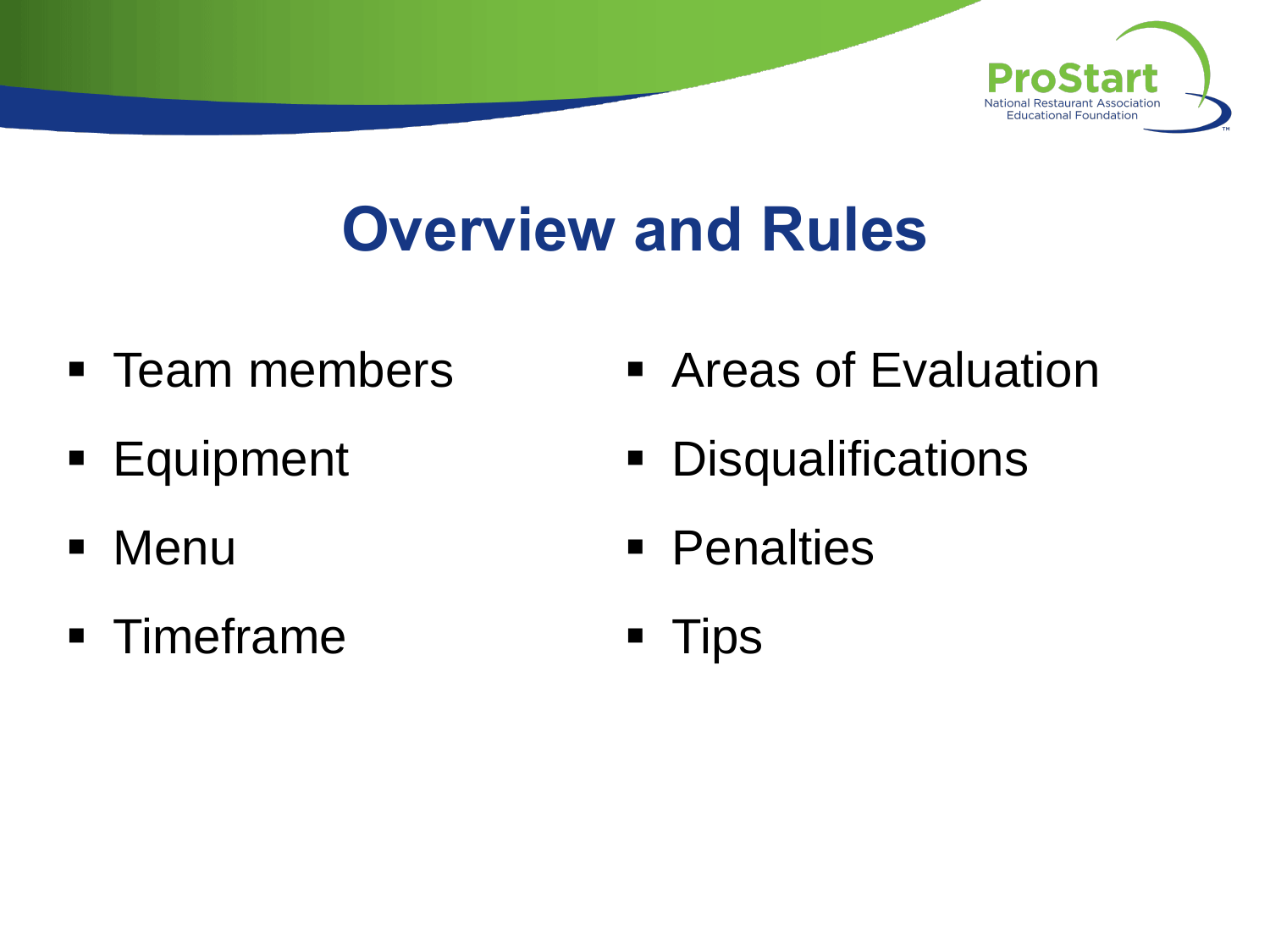# Overview and Rules

- Team members
- Equipment
- Menu
- Timeframe
- Areas of Evaluation
- Disqualifications
- Penalties
- Tips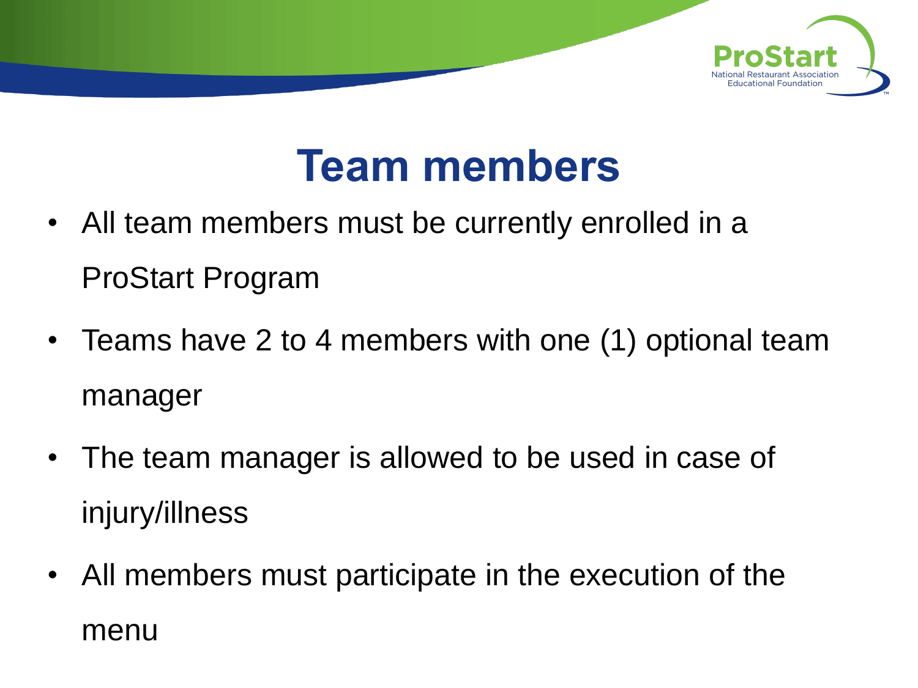# Team members

- All team members must be currently enrolled in a ProStart Program
- Teams have 2 to 4 members with one (1) optional team manager
- The team manager is allowed to be used in case of injury/illness
- All members must participate in the execution of the menu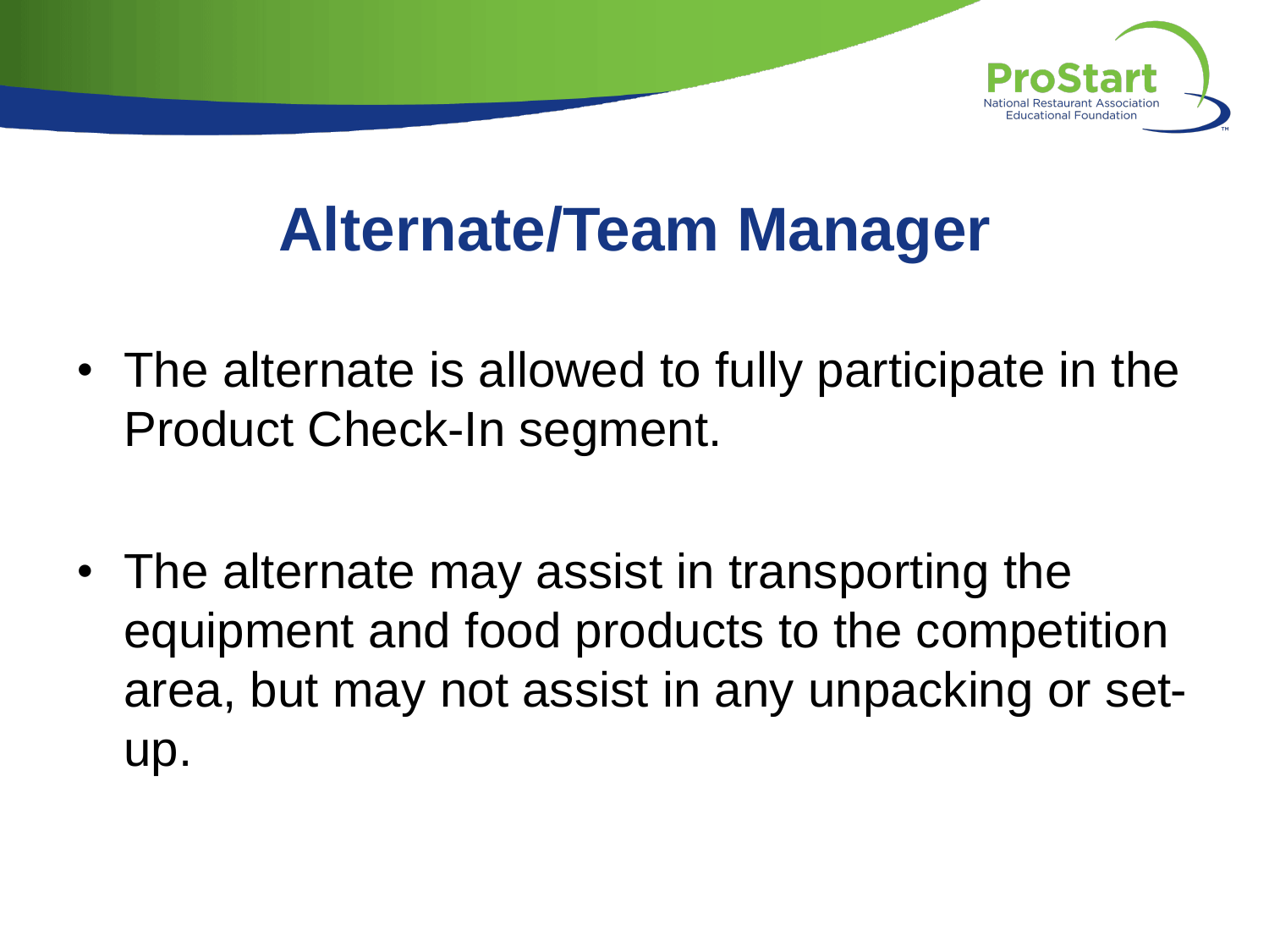# Alternate/Team Manager

- The alternate is allowed to fully participate in the Product Check-In segment.
- The alternate may assist in transporting the equipment and food products to the competition area, but may not assist in any unpacking or set-up.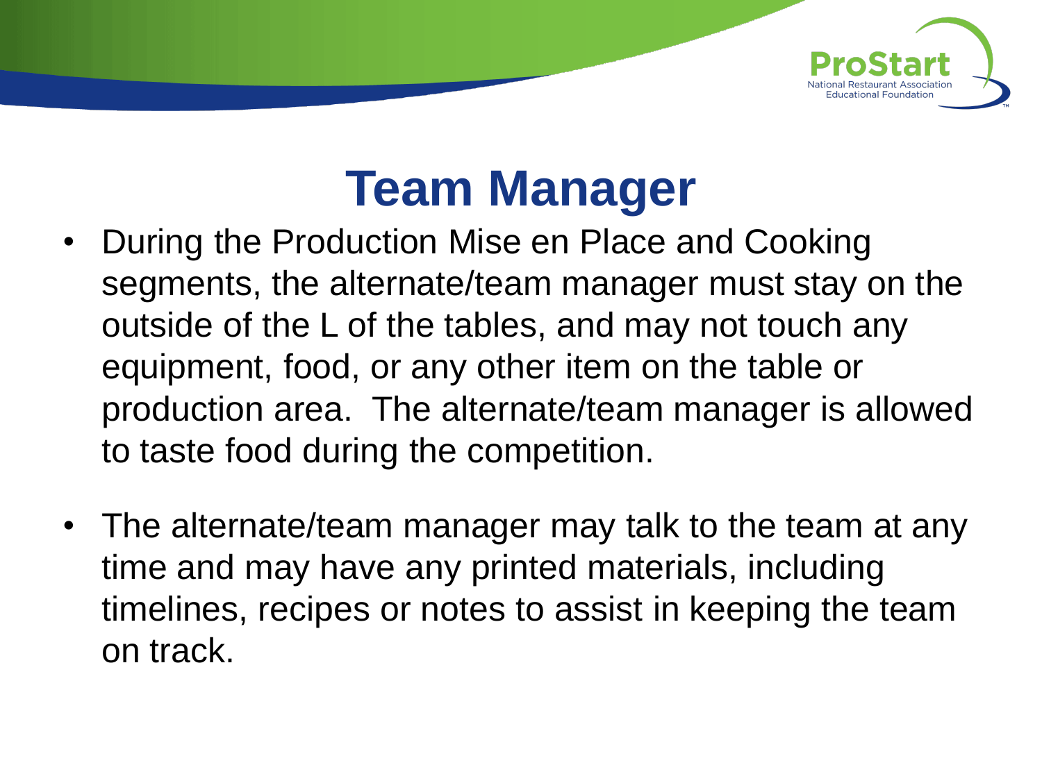# Team Manager

- During the Production Mise en Place and Cooking segments, the alternate/team manager must stay on the outside of the L of the tables, and may not touch any equipment, food, or any other item on the table or production area.  The alternate/team manager is allowed to taste food during the competition.

- The alternate/team manager may talk to the team at any time and may have any printed materials, including timelines, recipes or notes to assist in keeping the team on track.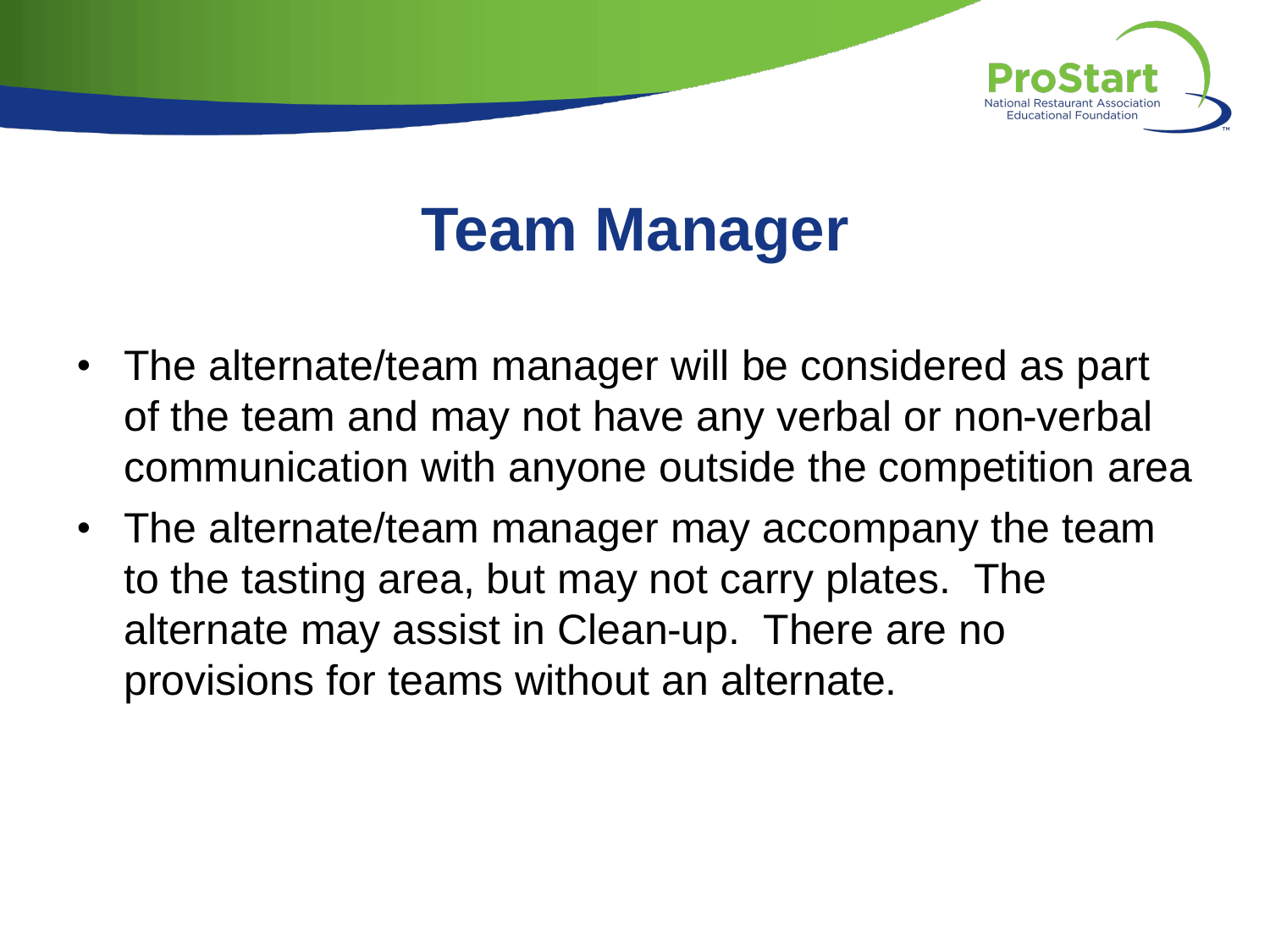# Team Manager

- The alternate/team manager will be considered as part of the team and may not have any verbal or non-verbal communication with anyone outside the competition area
- The alternate/team manager may accompany the team to the tasting area, but may not carry plates. The alternate may assist in Clean-up. There are no provisions for teams without an alternate.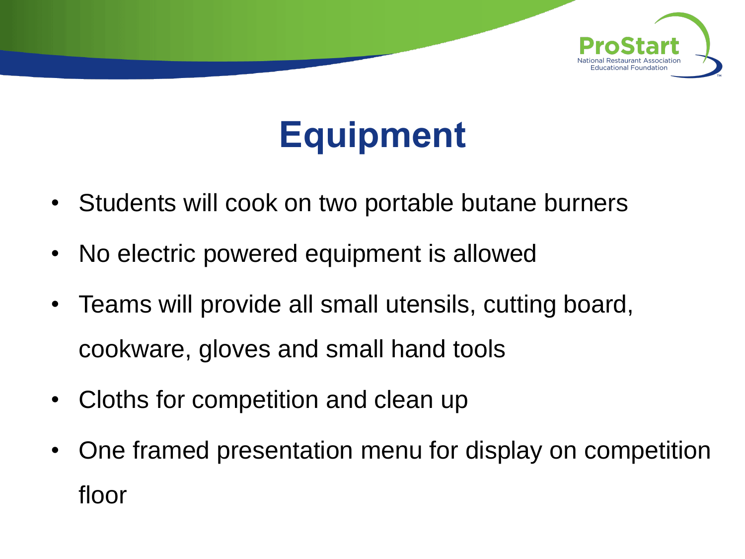# Equipment

- Students will cook on two portable butane burners
- No electric powered equipment is allowed
- Teams will provide all small utensils, cutting board, cookware, gloves and small hand tools
- Cloths for competition and clean up
- One framed presentation menu for display on competition floor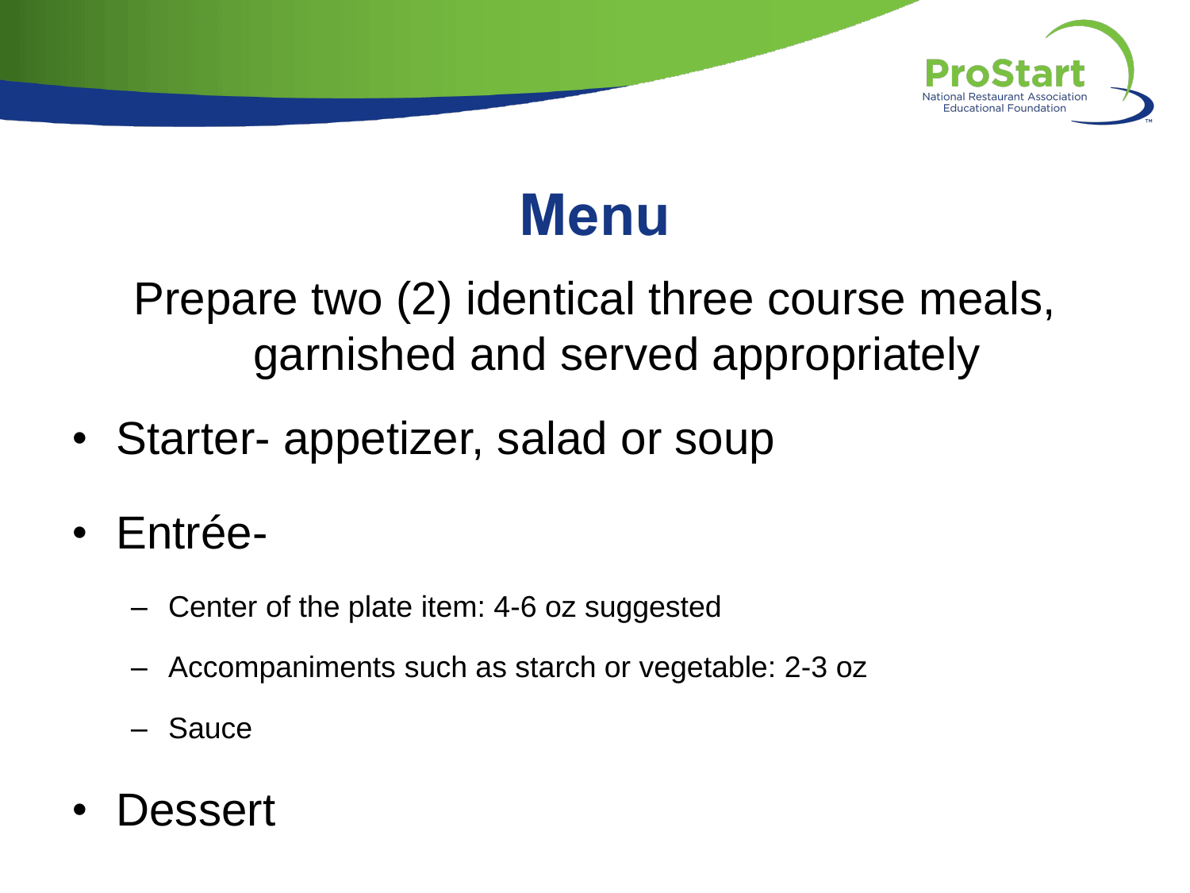# Menu

Prepare two (2) identical three course meals, garnished and served appropriately

- Starter- appetizer, salad or soup
- Entrée-
  - Center of the plate item: 4-6 oz suggested
  - Accompaniments such as starch or vegetable: 2-3 oz
  - Sauce
- Dessert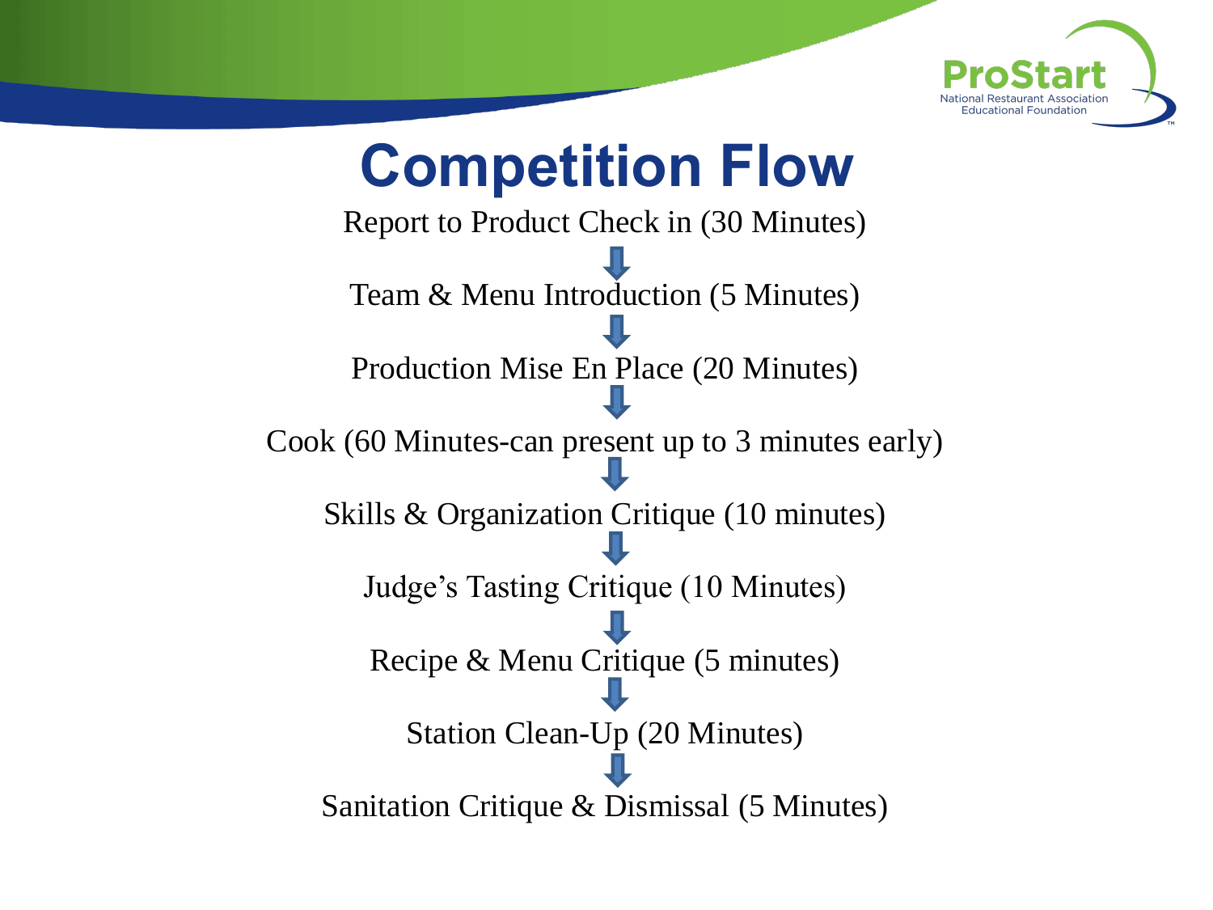# Competition Flow

Report to Product Check in (30 Minutes)

↓

Team & Menu Introduction (5 Minutes)

↓

Production Mise En Place (20 Minutes)

↓

Cook (60 Minutes-can present up to 3 minutes early)

↓

Skills & Organization Critique (10 minutes)

↓

Judge's Tasting Critique (10 Minutes)

↓

Recipe & Menu Critique (5 minutes)

↓

Station Clean-Up (20 Minutes)

↓

Sanitation Critique & Dismissal (5 Minutes)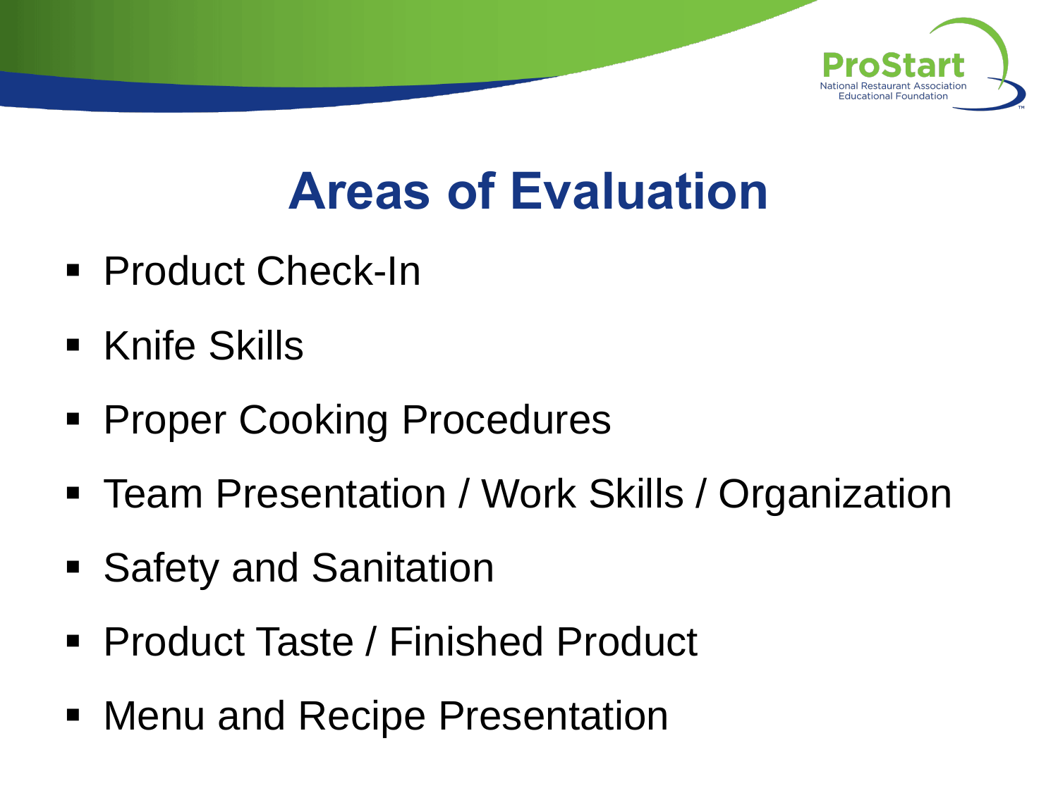# Areas of Evaluation

- Product Check-In
- Knife Skills
- Proper Cooking Procedures
- Team Presentation / Work Skills / Organization
- Safety and Sanitation
- Product Taste / Finished Product
- Menu and Recipe Presentation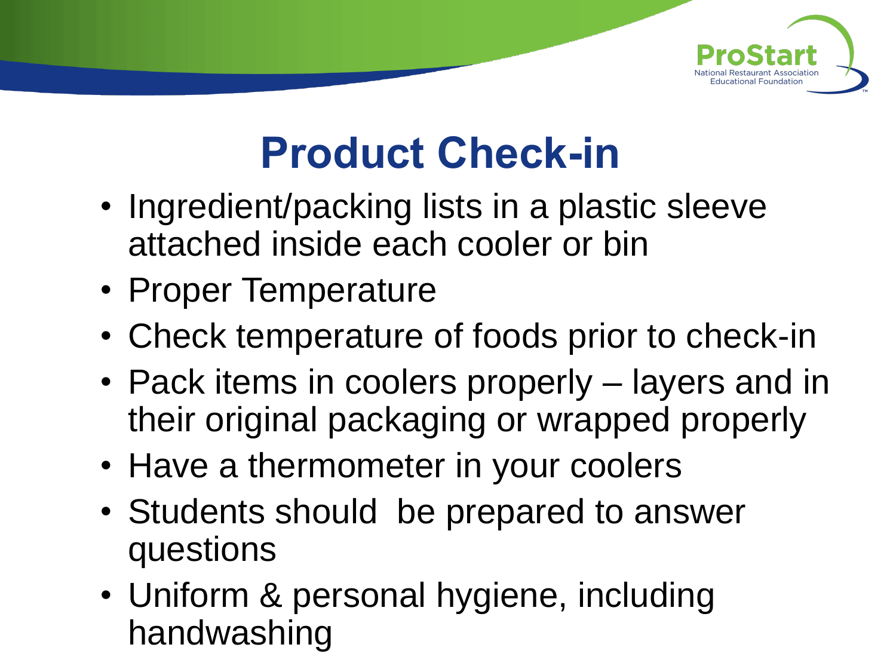# Product Check-in

- Ingredient/packing lists in a plastic sleeve attached inside each cooler or bin
- Proper Temperature
- Check temperature of foods prior to check-in
- Pack items in coolers properly – layers and in their original packaging or wrapped properly
- Have a thermometer in your coolers
- Students should be prepared to answer questions
- Uniform & personal hygiene, including handwashing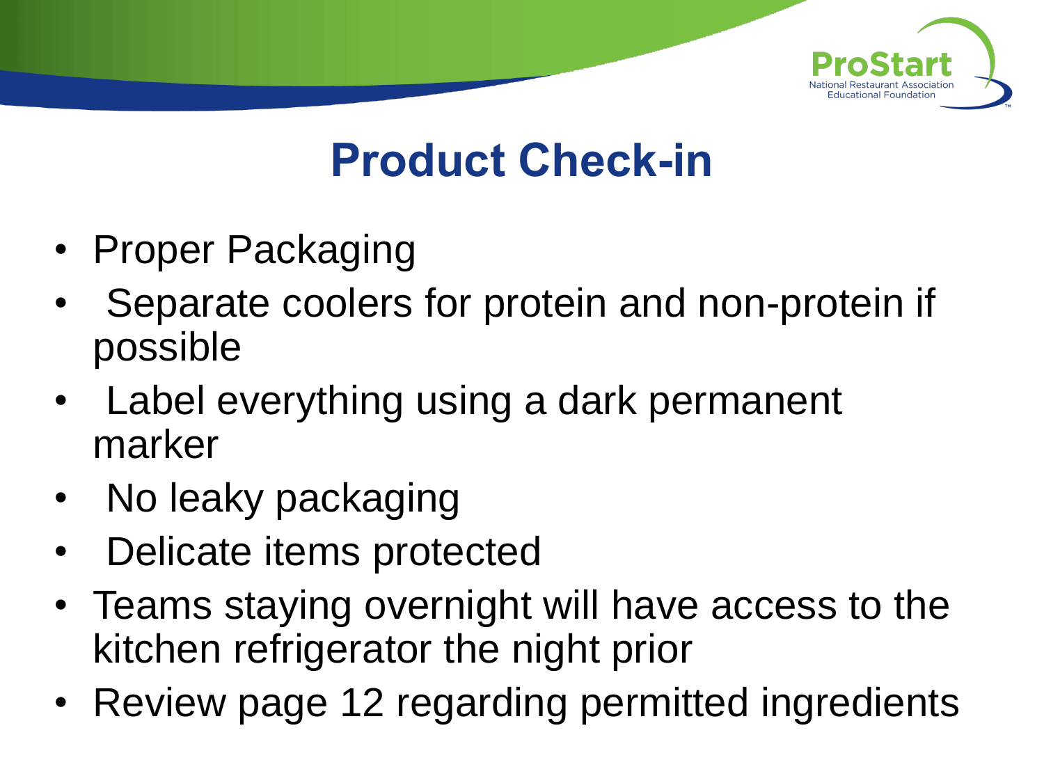# Product Check-in

- Proper Packaging
- Separate coolers for protein and non-protein if possible
- Label everything using a dark permanent marker
- No leaky packaging
- Delicate items protected
- Teams staying overnight will have access to the kitchen refrigerator the night prior
- Review page 12 regarding permitted ingredients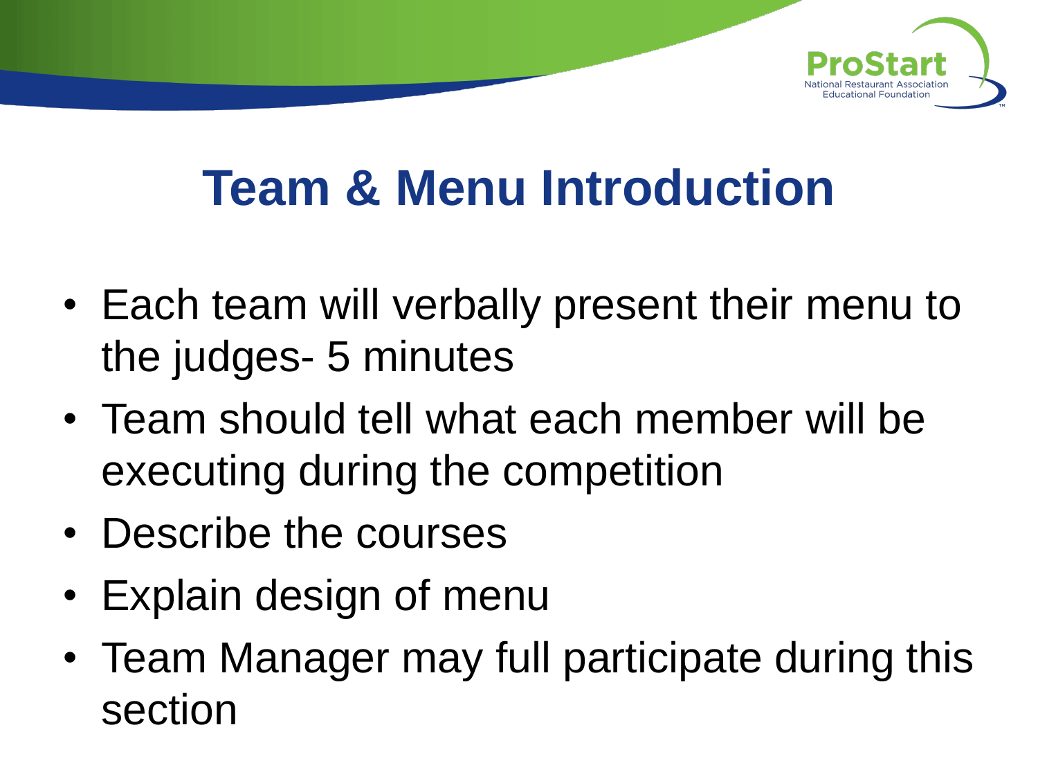# Team & Menu Introduction

- Each team will verbally present their menu to the judges- 5 minutes
- Team should tell what each member will be executing during the competition
- Describe the courses
- Explain design of menu
- Team Manager may full participate during this section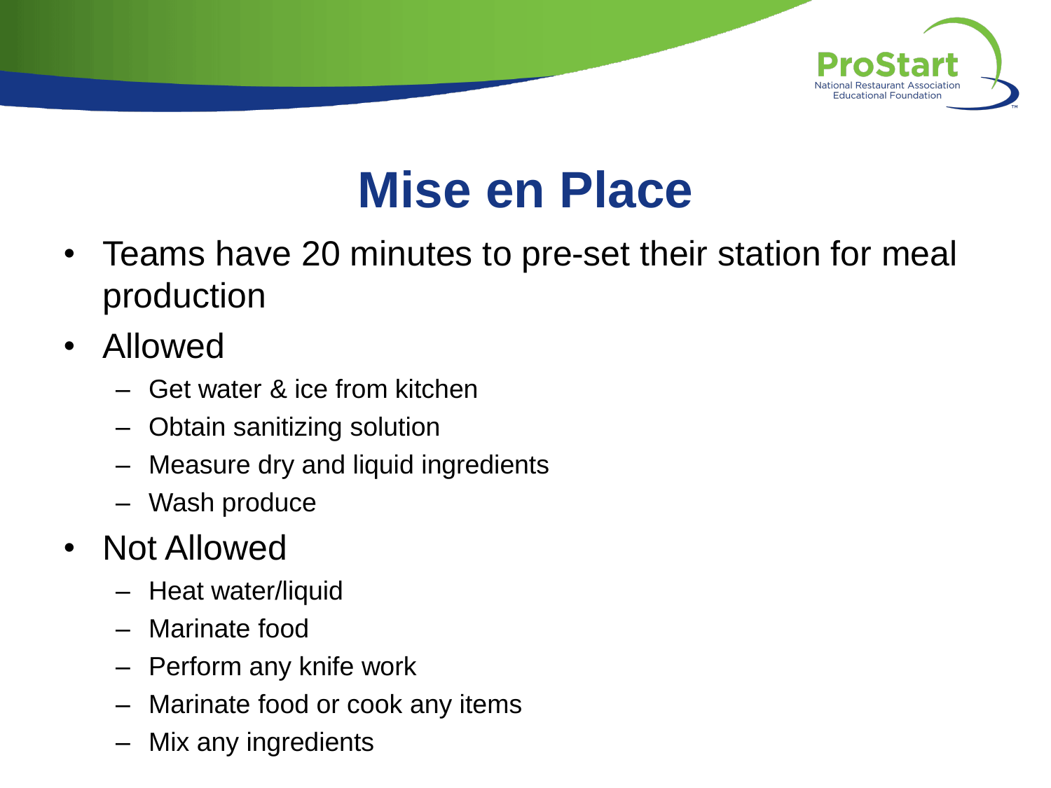# Mise en Place

- Teams have 20 minutes to pre-set their station for meal production
- Allowed
  - Get water & ice from kitchen
  - Obtain sanitizing solution
  - Measure dry and liquid ingredients
  - Wash produce
- Not Allowed
  - Heat water/liquid
  - Marinate food
  - Perform any knife work
  - Marinate food or cook any items
  - Mix any ingredients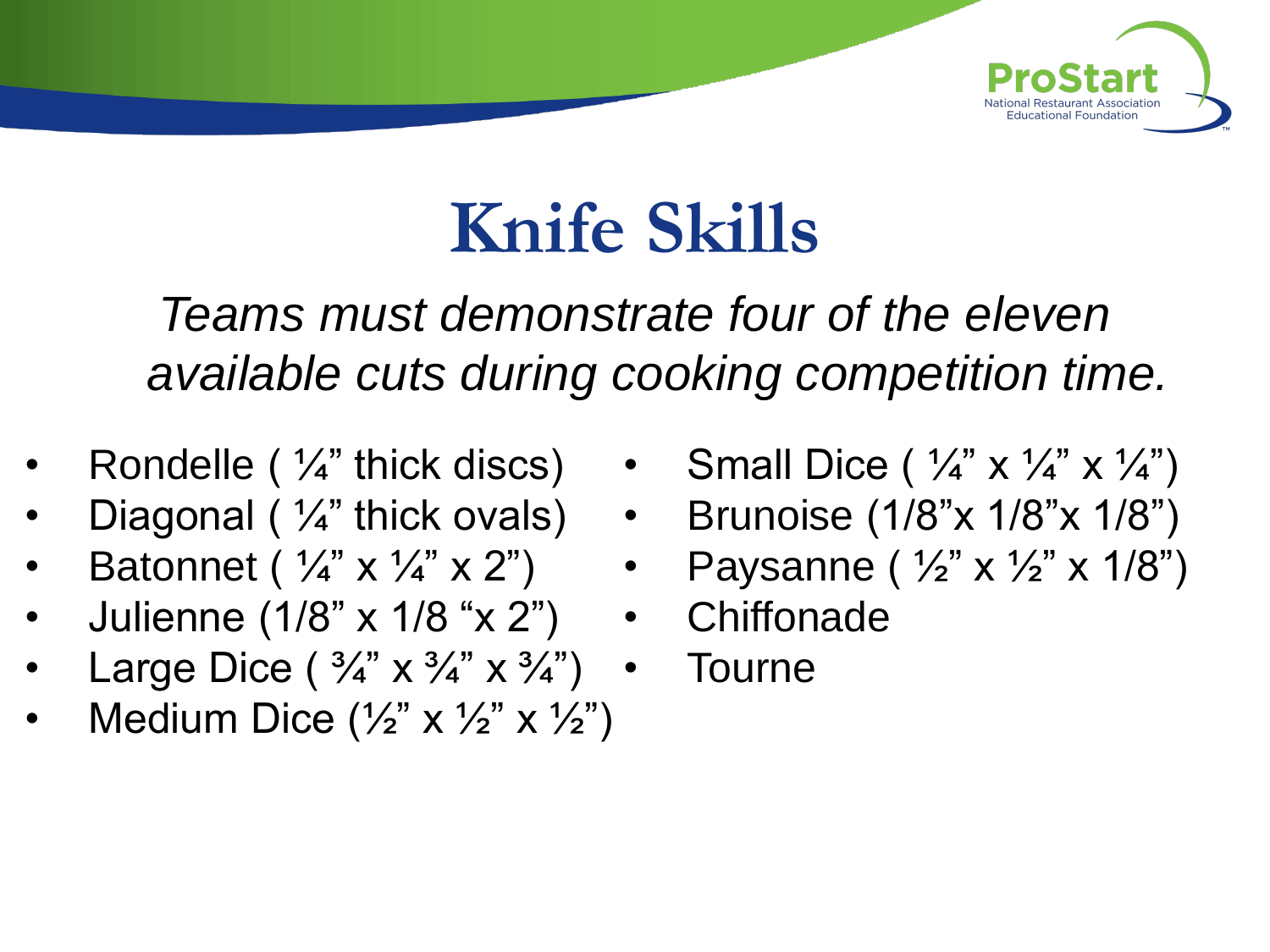# Knife Skills

*Teams must demonstrate four of the eleven available cuts during cooking competition time.*

- Rondelle ( ¼" thick discs)
- Diagonal ( ¼" thick ovals)
- Batonnet ( ¼" x ¼" x 2")
- Julienne (1/8" x 1/8 "x 2")
- Large Dice ( ¾" x ¾" x ¾")
- Medium Dice (½" x ½" x ½")
- Small Dice ( ¼" x ¼" x ¼")
- Brunoise (1/8"x 1/8"x 1/8")
- Paysanne ( ½" x ½" x 1/8")
- Chiffonade
- Tourne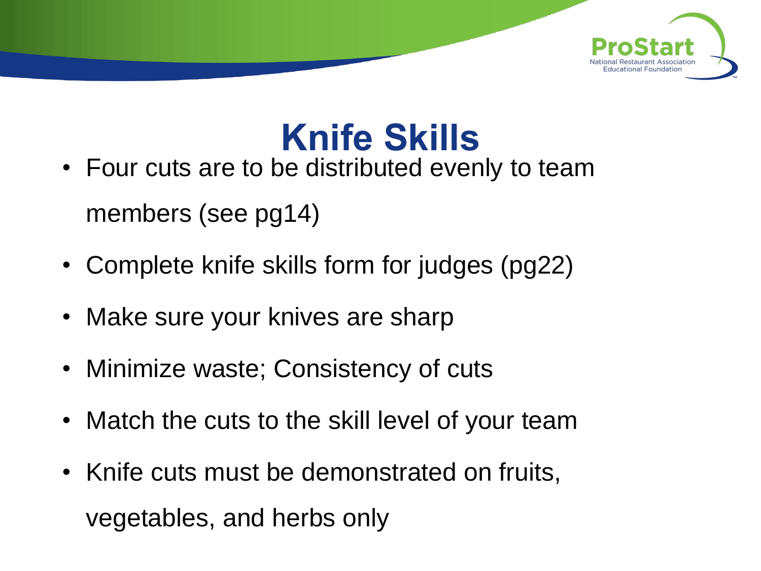# Knife Skills

- Four cuts are to be distributed evenly to team members (see pg14)
- Complete knife skills form for judges (pg22)
- Make sure your knives are sharp
- Minimize waste; Consistency of cuts
- Match the cuts to the skill level of your team
- Knife cuts must be demonstrated on fruits, vegetables, and herbs only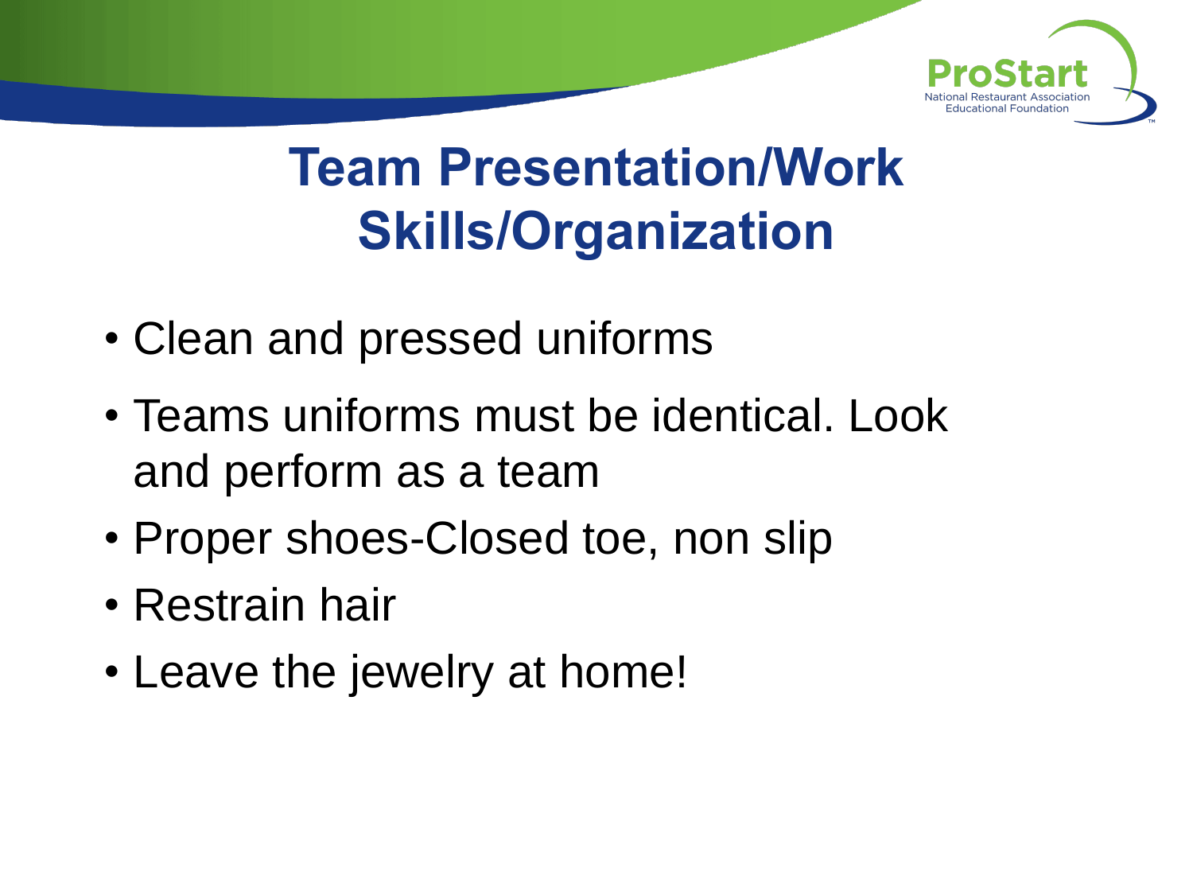# Team Presentation/Work Skills/Organization

- Clean and pressed uniforms
- Teams uniforms must be identical. Look and perform as a team
- Proper shoes-Closed toe, non slip
- Restrain hair
- Leave the jewelry at home!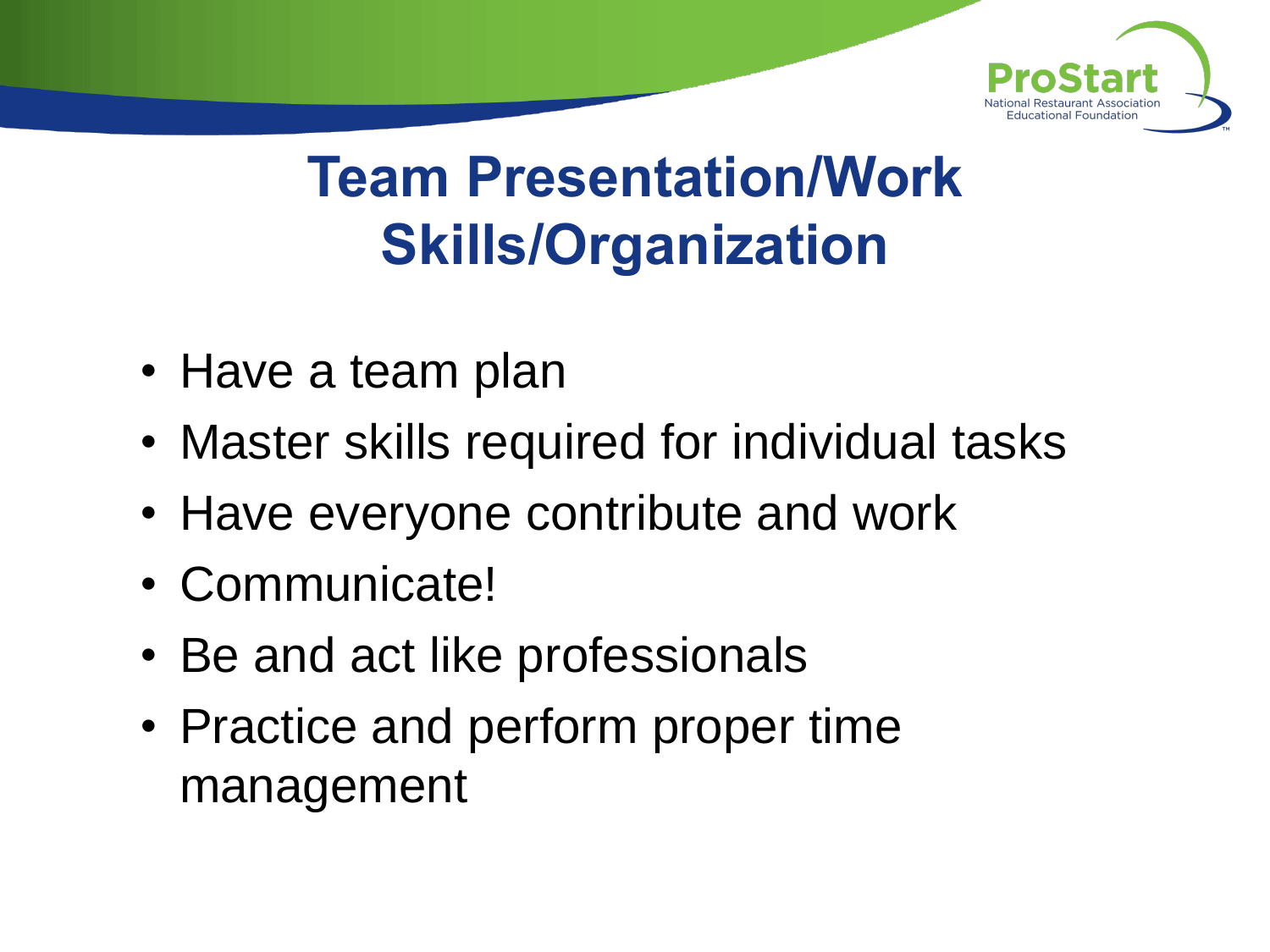# Team Presentation/Work Skills/Organization

- Have a team plan
- Master skills required for individual tasks
- Have everyone contribute and work
- Communicate!
- Be and act like professionals
- Practice and perform proper time management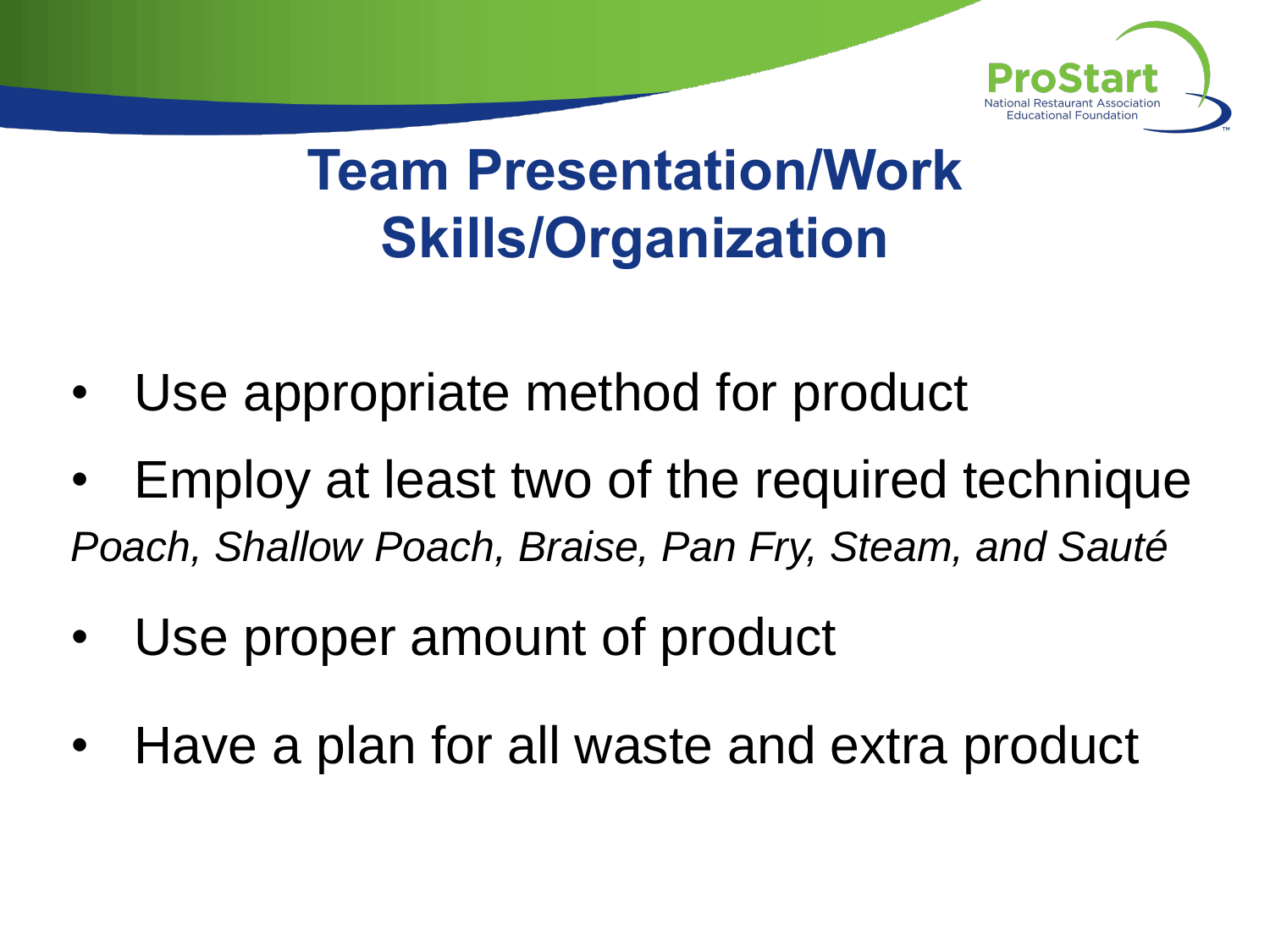# Team Presentation/Work Skills/Organization

- Use appropriate method for product
- Employ at least two of the required technique

*Poach, Shallow Poach, Braise, Pan Fry, Steam, and Sauté*

- Use proper amount of product
- Have a plan for all waste and extra product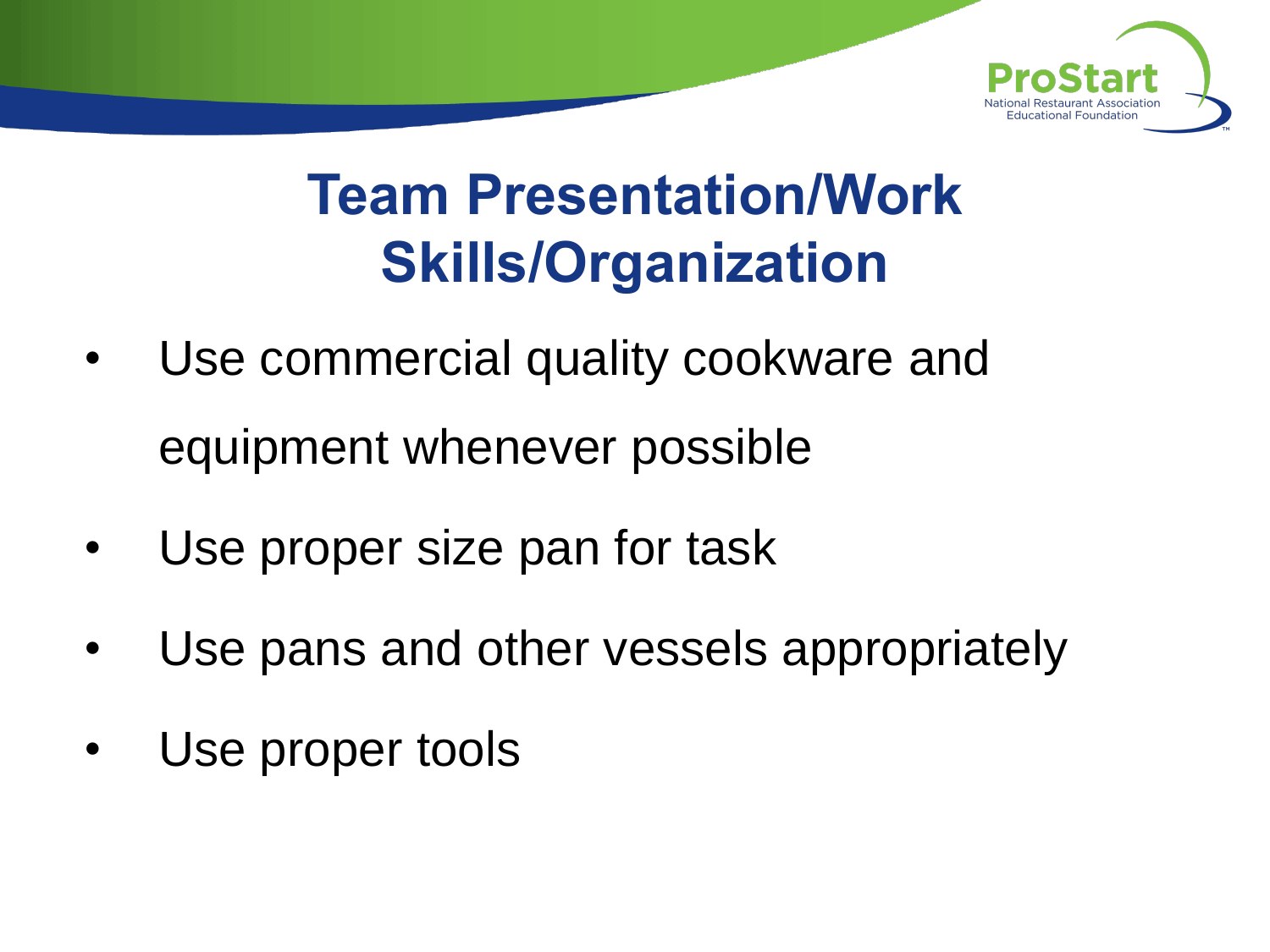# Team Presentation/Work Skills/Organization

- Use commercial quality cookware and equipment whenever possible
- Use proper size pan for task
- Use pans and other vessels appropriately
- Use proper tools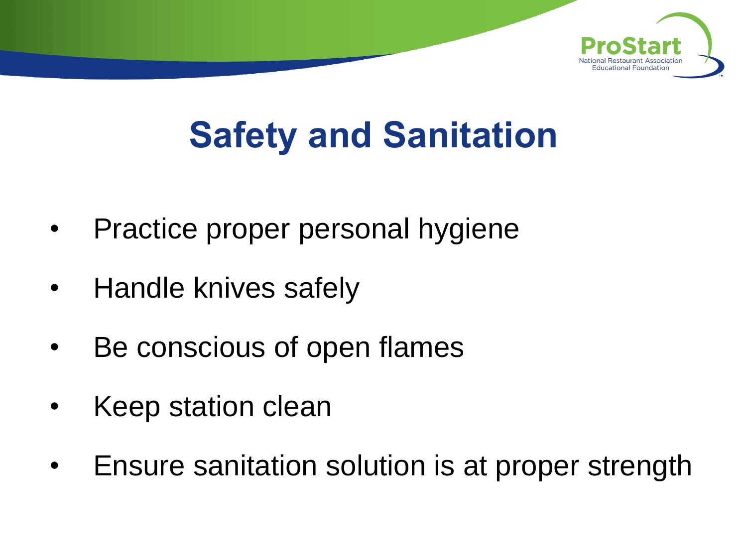# Safety and Sanitation

- Practice proper personal hygiene
- Handle knives safely
- Be conscious of open flames
- Keep station clean
- Ensure sanitation solution is at proper strength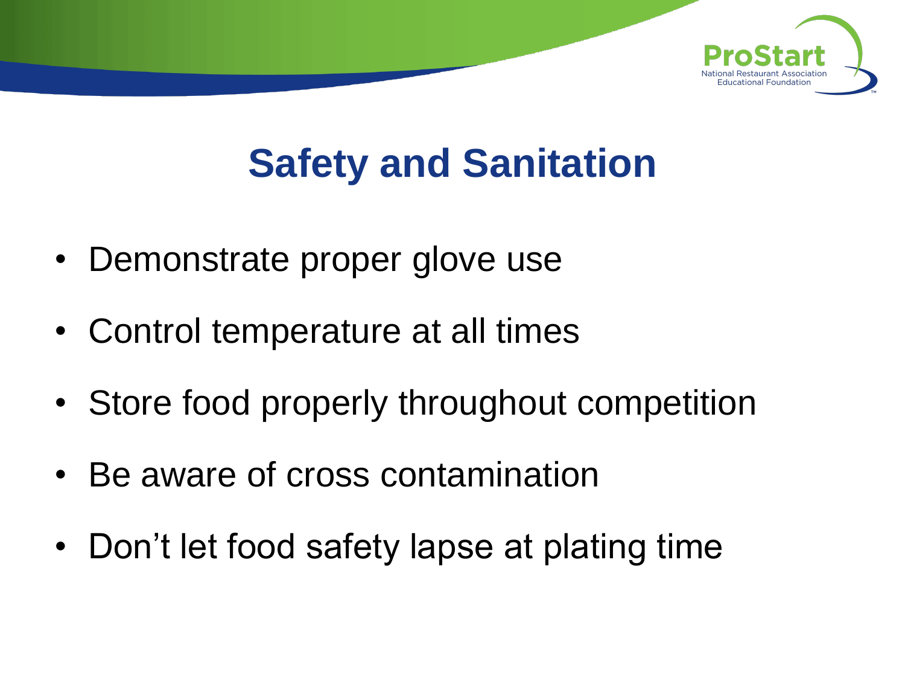# Safety and Sanitation

- Demonstrate proper glove use
- Control temperature at all times
- Store food properly throughout competition
- Be aware of cross contamination
- Don't let food safety lapse at plating time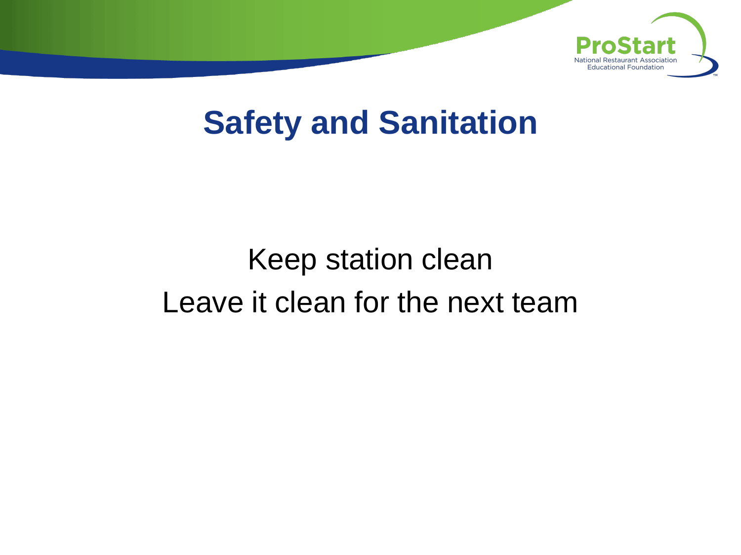# Safety and Sanitation

Keep station clean

Leave it clean for the next team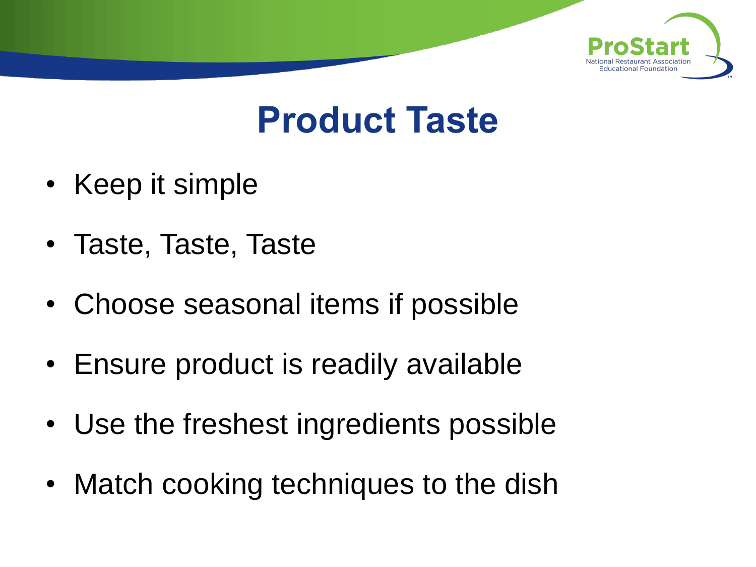# Product Taste

- Keep it simple
- Taste, Taste, Taste
- Choose seasonal items if possible
- Ensure product is readily available
- Use the freshest ingredients possible
- Match cooking techniques to the dish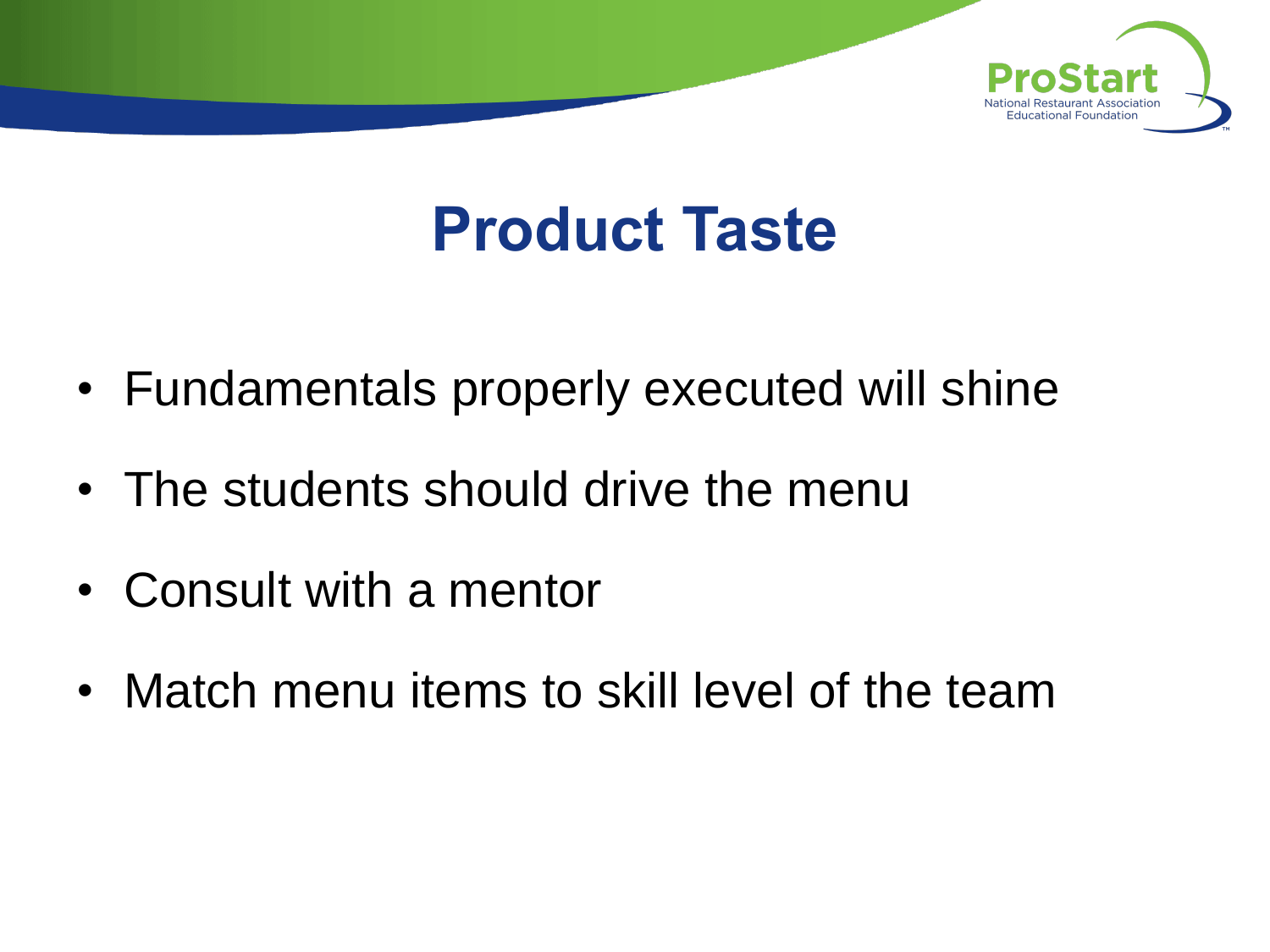# Product Taste

- Fundamentals properly executed will shine
- The students should drive the menu
- Consult with a mentor
- Match menu items to skill level of the team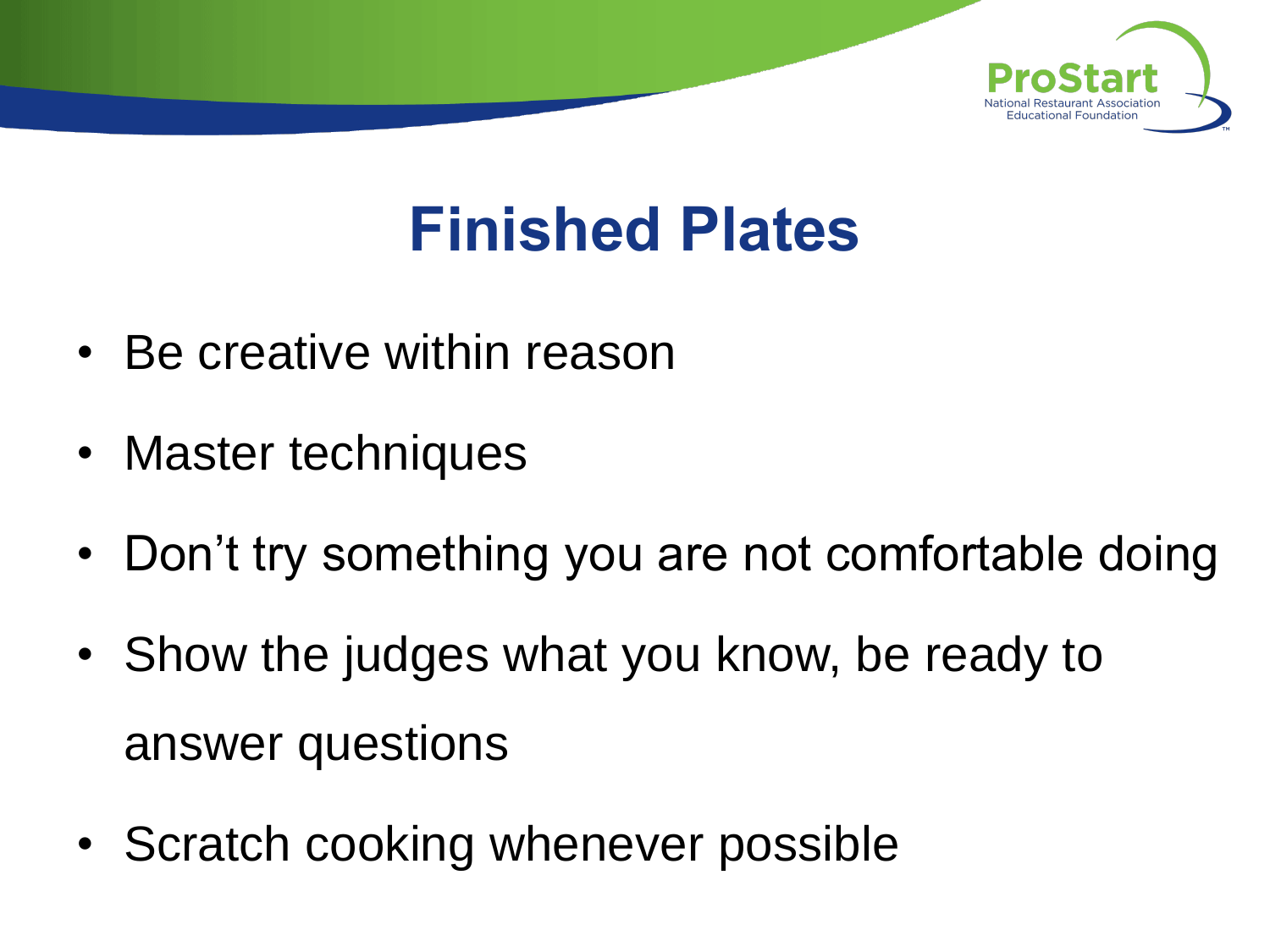# Finished Plates

- Be creative within reason
- Master techniques
- Don’t try something you are not comfortable doing
- Show the judges what you know, be ready to answer questions
- Scratch cooking whenever possible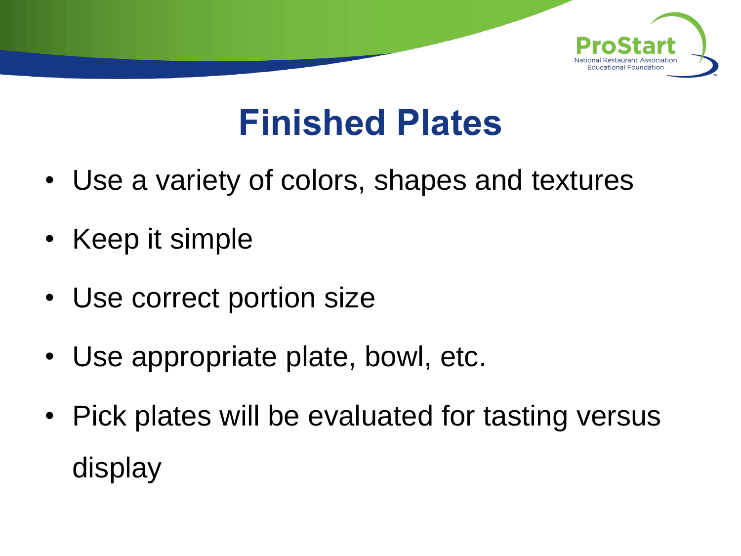# Finished Plates

- Use a variety of colors, shapes and textures
- Keep it simple
- Use correct portion size
- Use appropriate plate, bowl, etc.
- Pick plates will be evaluated for tasting versus display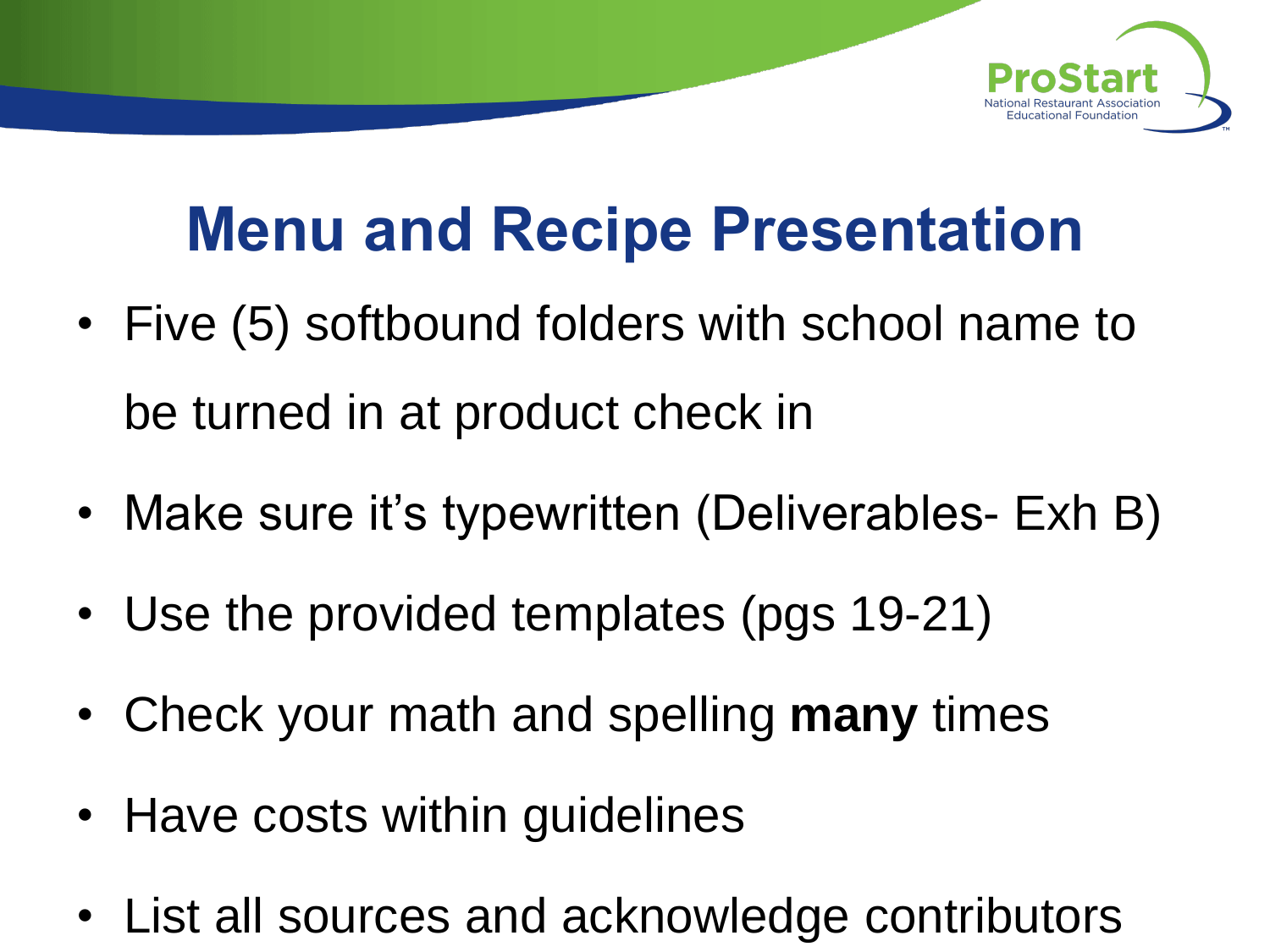# Menu and Recipe Presentation

- Five (5) softbound folders with school name to be turned in at product check in
- Make sure it's typewritten (Deliverables- Exh B)
- Use the provided templates (pgs 19-21)
- Check your math and spelling **many** times
- Have costs within guidelines
- List all sources and acknowledge contributors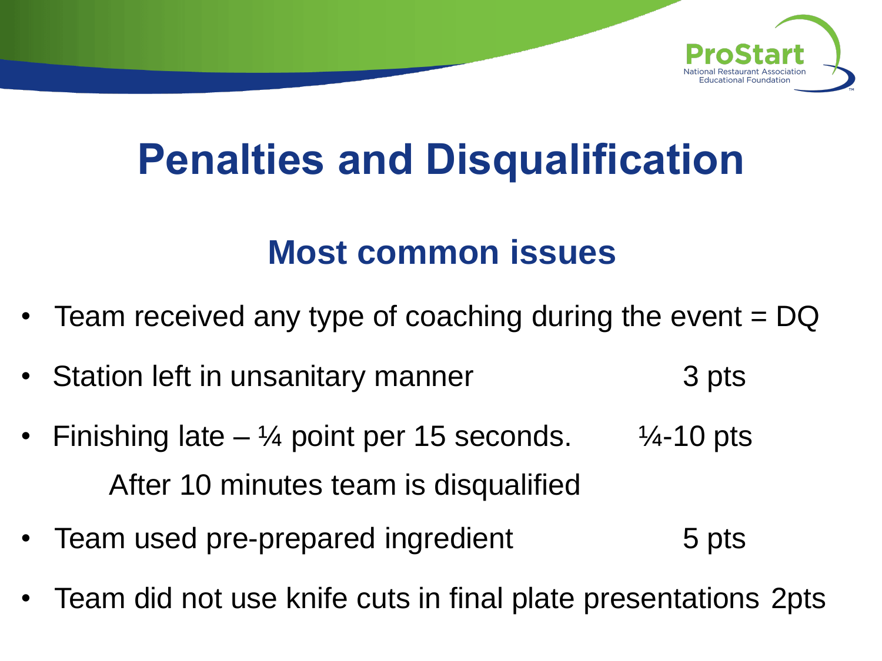# Penalties and Disqualification

## Most common issues

- Team received any type of coaching during the event = DQ
- Station left in unsanitary manner 3 pts
- Finishing late – ¼ point per 15 seconds. ¼-10 pts

  After 10 minutes team is disqualified
- Team used pre-prepared ingredient 5 pts
- Team did not use knife cuts in final plate presentations 2pts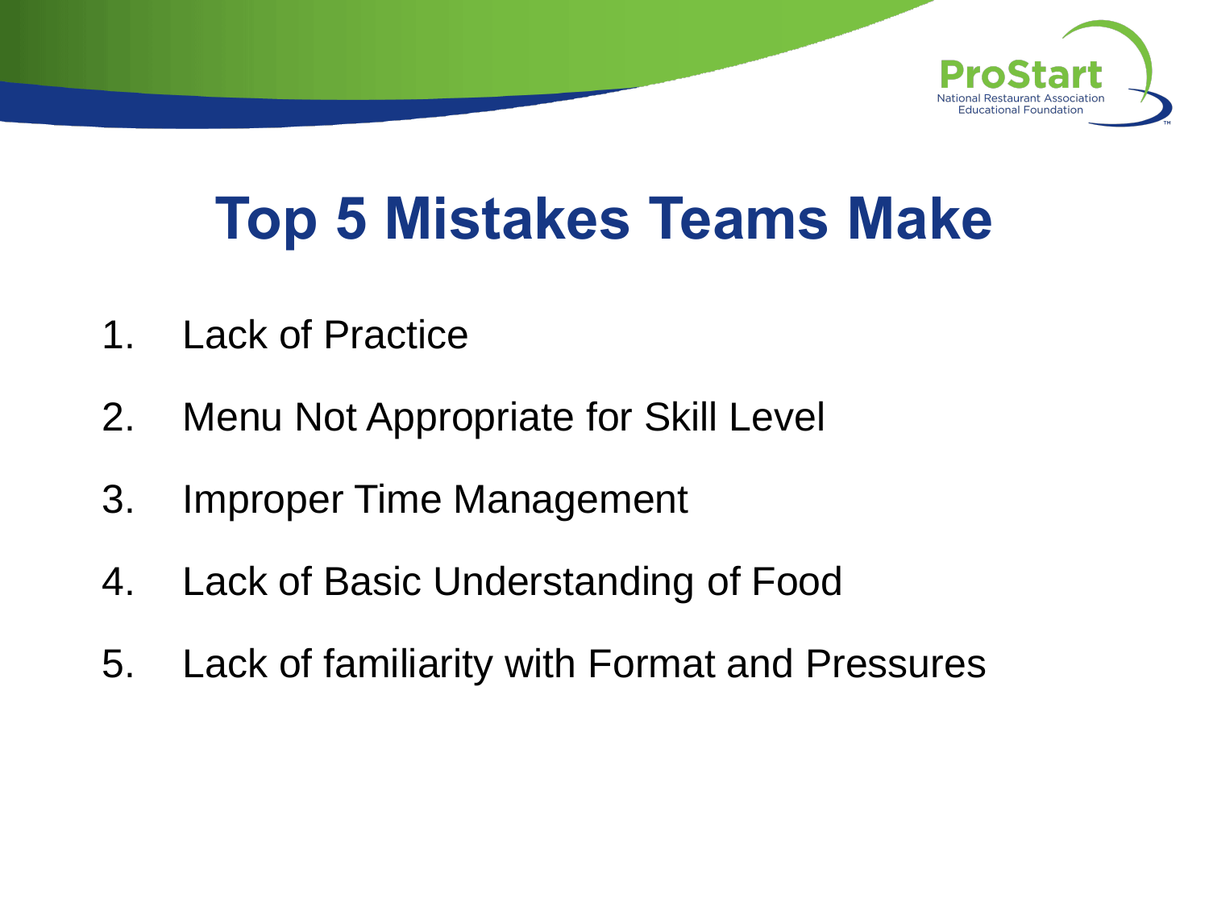# Top 5 Mistakes Teams Make

1. Lack of Practice
2. Menu Not Appropriate for Skill Level
3. Improper Time Management
4. Lack of Basic Understanding of Food
5. Lack of familiarity with Format and Pressures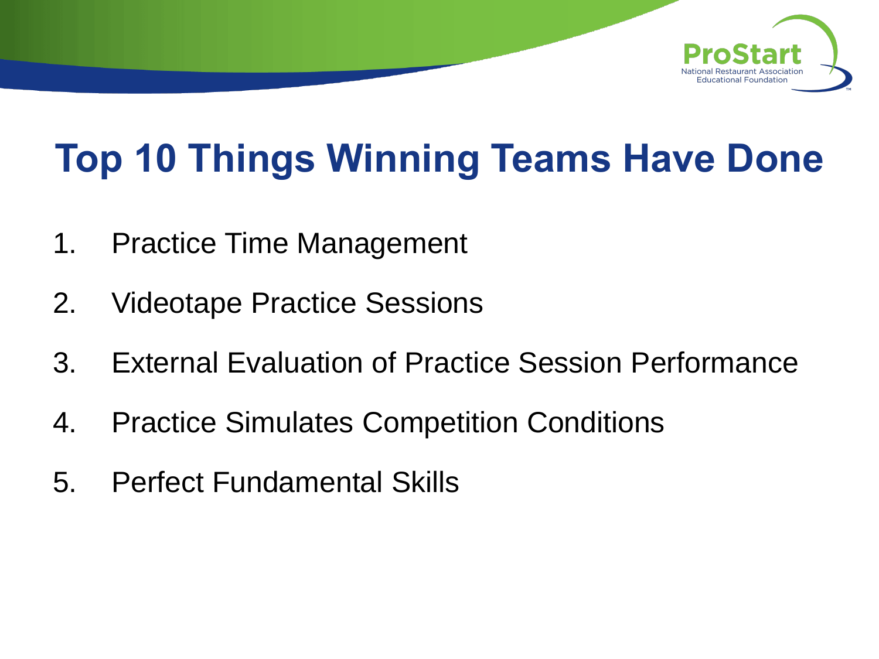# Top 10 Things Winning Teams Have Done

1. Practice Time Management
2. Videotape Practice Sessions
3. External Evaluation of Practice Session Performance
4. Practice Simulates Competition Conditions
5. Perfect Fundamental Skills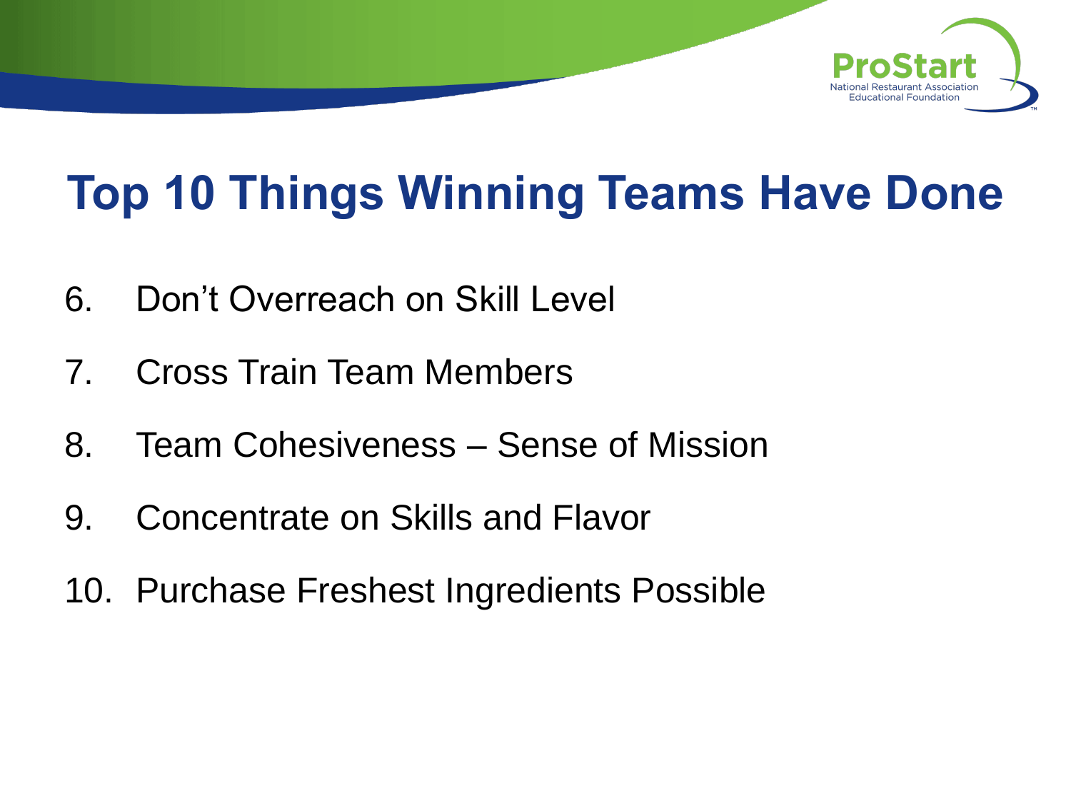# Top 10 Things Winning Teams Have Done

6. Don't Overreach on Skill Level
7. Cross Train Team Members
8. Team Cohesiveness – Sense of Mission
9. Concentrate on Skills and Flavor
10. Purchase Freshest Ingredients Possible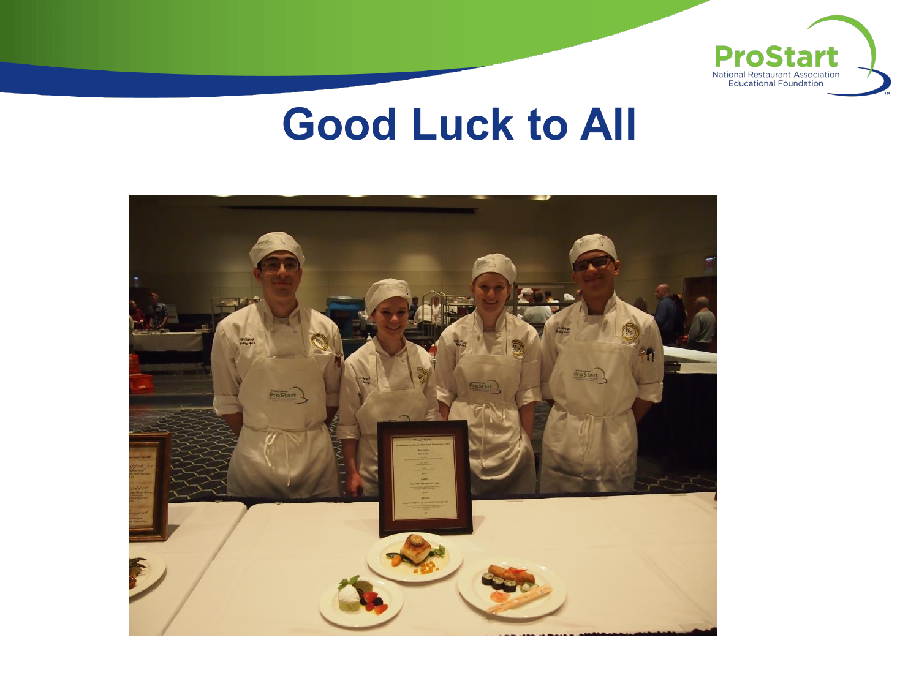# Good Luck to All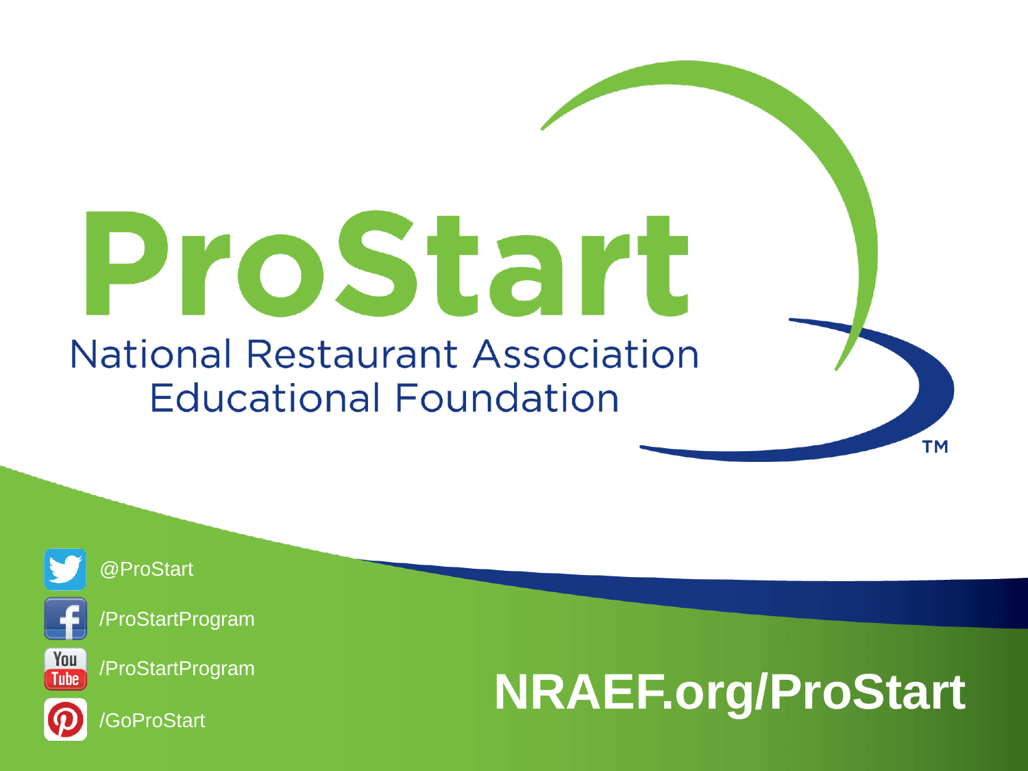# ProStart

National Restaurant Association Educational Foundation

TM

@ProStart

/ProStartProgram

/ProStartProgram

/GoProStart

**NRAEF.org/ProStart**